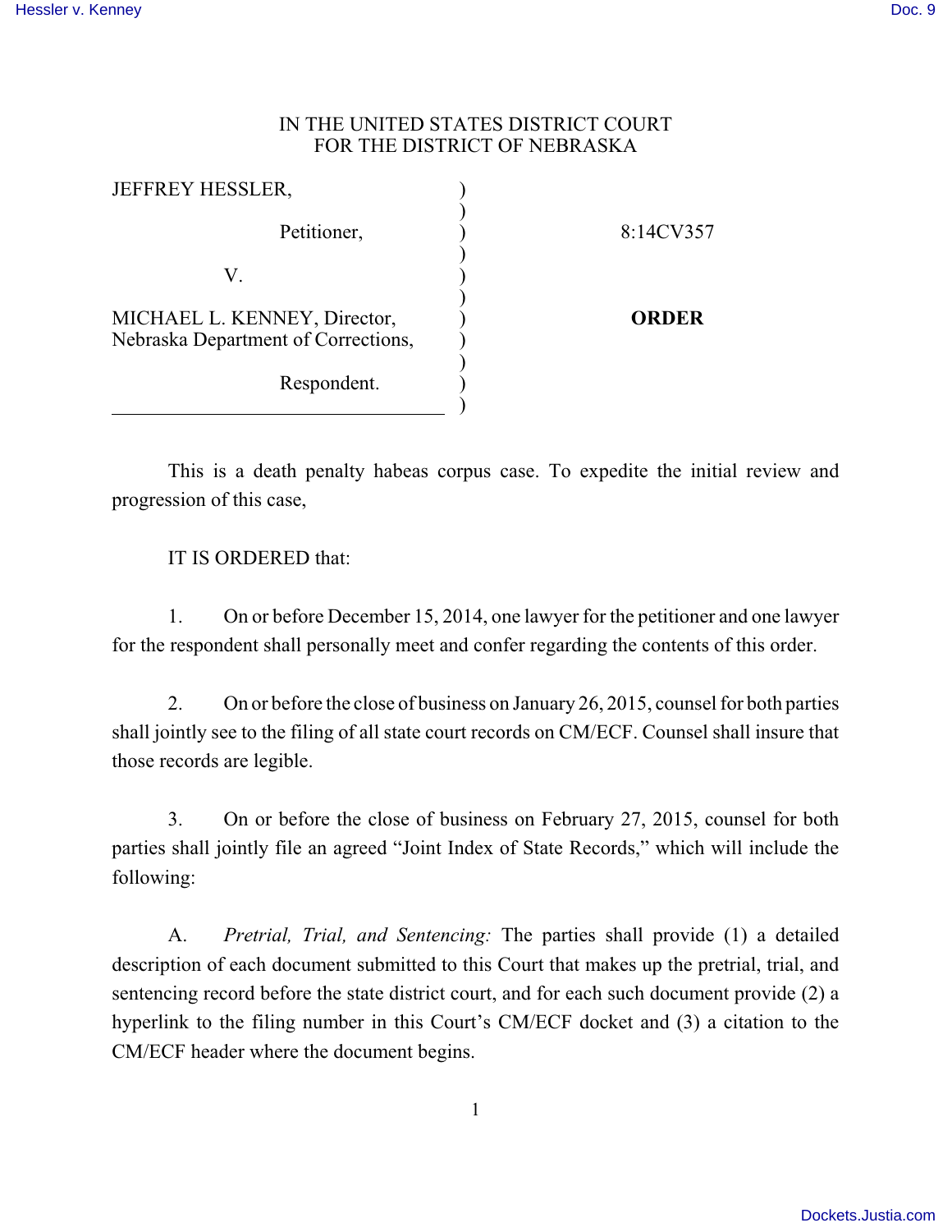IN THE UNITED STATES DISTRICT COURT
FOR THE DISTRICT OF NEBRASKA

| | | |
|---|---|---|
| JEFFREY HESSLER, Petitioner, | ) | 8:14CV357 |
| V. | ) | |
| MICHAEL L. KENNEY, Director, Nebraska Department of Corrections, Respondent. | ) | **ORDER** |

This is a death penalty habeas corpus case. To expedite the initial review and progression of this case,

IT IS ORDERED that:

1. On or before December 15, 2014, one lawyer for the petitioner and one lawyer for the respondent shall personally meet and confer regarding the contents of this order.

2. On or before the close of business on January 26, 2015, counsel for both parties shall jointly see to the filing of all state court records on CM/ECF. Counsel shall insure that those records are legible.

3. On or before the close of business on February 27, 2015, counsel for both parties shall jointly file an agreed "Joint Index of State Records," which will include the following:

A. *Pretrial, Trial, and Sentencing:* The parties shall provide (1) a detailed description of each document submitted to this Court that makes up the pretrial, trial, and sentencing record before the state district court, and for each such document provide (2) a hyperlink to the filing number in this Court's CM/ECF docket and (3) a citation to the CM/ECF header where the document begins.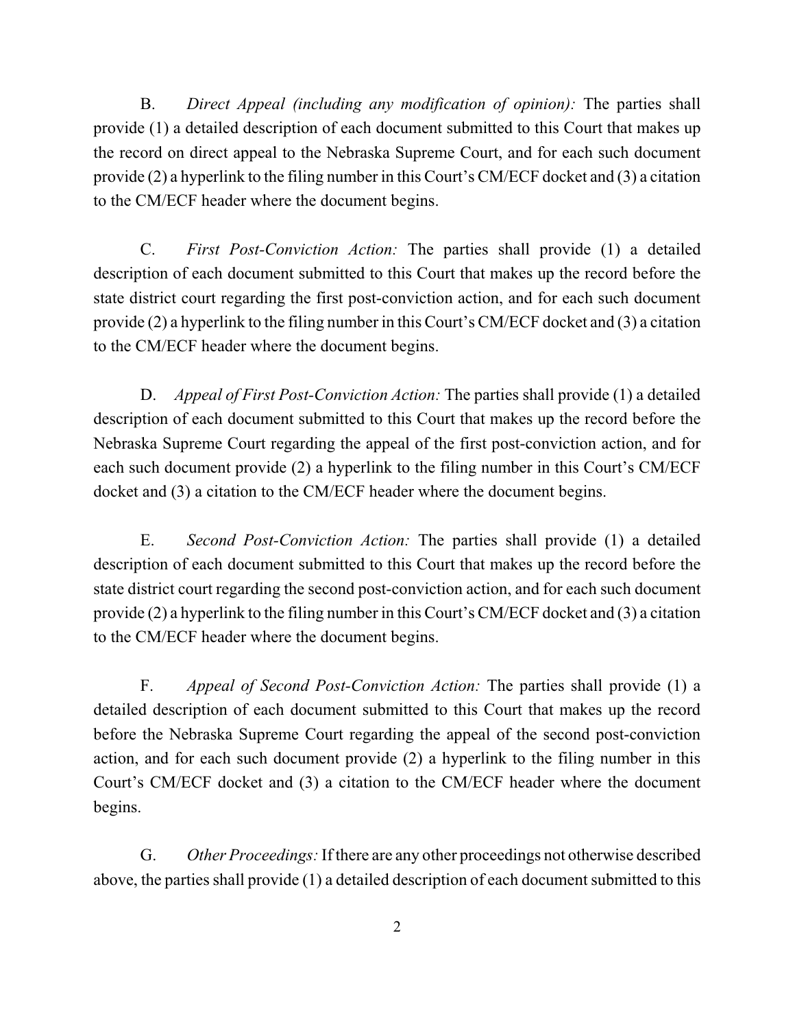B. *Direct Appeal (including any modification of opinion):* The parties shall provide (1) a detailed description of each document submitted to this Court that makes up the record on direct appeal to the Nebraska Supreme Court, and for each such document provide (2) a hyperlink to the filing number in this Court's CM/ECF docket and (3) a citation to the CM/ECF header where the document begins.

C. *First Post-Conviction Action:* The parties shall provide (1) a detailed description of each document submitted to this Court that makes up the record before the state district court regarding the first post-conviction action, and for each such document provide (2) a hyperlink to the filing number in this Court's CM/ECF docket and (3) a citation to the CM/ECF header where the document begins.

D. *Appeal of First Post-Conviction Action:* The parties shall provide (1) a detailed description of each document submitted to this Court that makes up the record before the Nebraska Supreme Court regarding the appeal of the first post-conviction action, and for each such document provide (2) a hyperlink to the filing number in this Court's CM/ECF docket and (3) a citation to the CM/ECF header where the document begins.

E. *Second Post-Conviction Action:* The parties shall provide (1) a detailed description of each document submitted to this Court that makes up the record before the state district court regarding the second post-conviction action, and for each such document provide (2) a hyperlink to the filing number in this Court's CM/ECF docket and (3) a citation to the CM/ECF header where the document begins.

F. *Appeal of Second Post-Conviction Action:* The parties shall provide (1) a detailed description of each document submitted to this Court that makes up the record before the Nebraska Supreme Court regarding the appeal of the second post-conviction action, and for each such document provide (2) a hyperlink to the filing number in this Court's CM/ECF docket and (3) a citation to the CM/ECF header where the document begins.

G. *Other Proceedings:* If there are any other proceedings not otherwise described above, the parties shall provide (1) a detailed description of each document submitted to this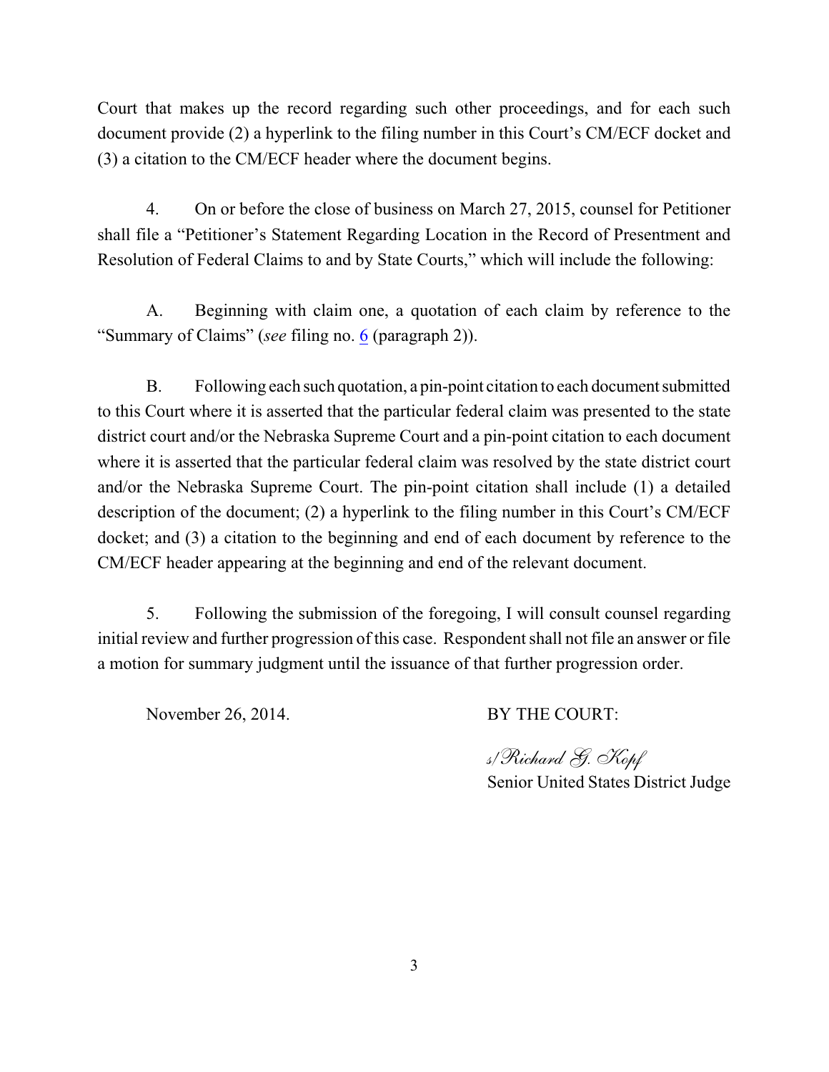Court that makes up the record regarding such other proceedings, and for each such document provide (2) a hyperlink to the filing number in this Court's CM/ECF docket and (3) a citation to the CM/ECF header where the document begins.

4. On or before the close of business on March 27, 2015, counsel for Petitioner shall file a "Petitioner's Statement Regarding Location in the Record of Presentment and Resolution of Federal Claims to and by State Courts," which will include the following:

A. Beginning with claim one, a quotation of each claim by reference to the "Summary of Claims" (*see* filing no. 6 (paragraph 2)).

B. Following each such quotation, a pin-point citation to each document submitted to this Court where it is asserted that the particular federal claim was presented to the state district court and/or the Nebraska Supreme Court and a pin-point citation to each document where it is asserted that the particular federal claim was resolved by the state district court and/or the Nebraska Supreme Court. The pin-point citation shall include (1) a detailed description of the document; (2) a hyperlink to the filing number in this Court's CM/ECF docket; and (3) a citation to the beginning and end of each document by reference to the CM/ECF header appearing at the beginning and end of the relevant document.

5. Following the submission of the foregoing, I will consult counsel regarding initial review and further progression of this case. Respondent shall not file an answer or file a motion for summary judgment until the issuance of that further progression order.

November 26, 2014.

BY THE COURT:

*s/Richard G. Kopf*
Senior United States District Judge